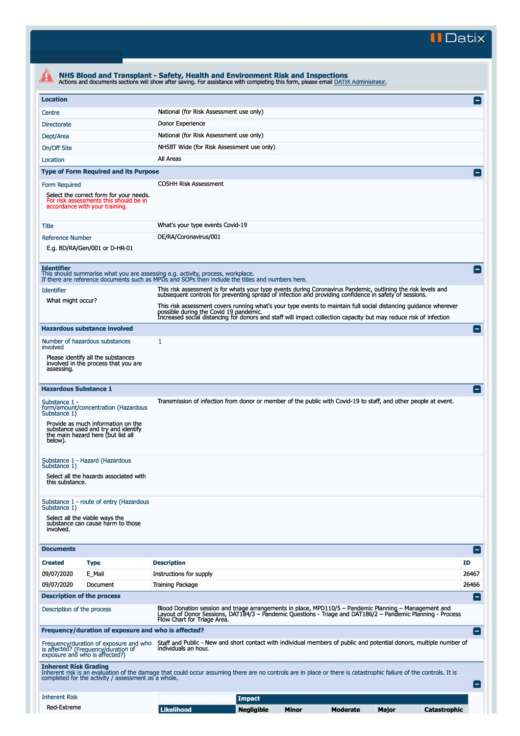# NHS Blood and Transplant - Safety, Health and Environment Risk and Inspections

Actions and documents sections will show after saving. For assistance with completing this form, please email DATIX Administrator.

## Location

| | |
|---|---|
| Centre | National (for Risk Assessment use only) |
| Directorate | Donor Experience |
| Dept/Area | National (for Risk Assessment use only) |
| On/Off Site | NHSBT Wide (for Risk Assessment use only) |
| Location | All Areas |

## Type of Form Required and its Purpose

| | |
|---|---|
| Form Required<br><br>Select the correct form for your needs. For risk assessments this should be in accordance with your training. | COSHH Risk Assessment |
| Title | What's your type events Covid-19 |
| Reference Number<br><br>E.g. BD/RA/Gen/001 or D-HR-01 | DE/RA/Coronavirus/001 |

## Identifier

This should summarise what you are assessing e.g. activity, process, workplace.
If there are reference documents such as MPDs and SOPs then include the titles and numbers here.

| | |
|---|---|
| Identifier<br><br>What might occur? | This risk assessment is for whats your type events during Coronavirus Pandemic, outlining the risk levels and subsequent controls for preventing spread of infection and providing confidence in safety of sessions.<br><br>This risk assessment covers running what's your type events to maintain full social distancing guidance wherever possible during the Covid 19 pandemic.<br>Increased social distancing for donors and staff will impact collection capacity but may reduce risk of infection |

## Hazardous substance involved

| | |
|---|---|
| Number of hazardous substances involved<br><br>Please identify all the substances involved in the process that you are assessing. | 1 |

## Hazardous Substance 1

| | |
|---|---|
| Substance 1 - form/amount/concentration (Hazardous Substance 1)<br><br>Provide as much information on the substance used and try and identify the main hazard here (but list all below). | Transmission of infection from donor or member of the public with Covid-19 to staff, and other people at event. |
| Substance 1 - Hazard (Hazardous Substance 1)<br><br>Select all the hazards associated with this substance. | |
| Substance 1 - route of entry (Hazardous Substance 1)<br><br>Select all the viable ways the substance can cause harm to those involved. | |

## Documents

| Created | Type | Description | ID |
|---|---|---|---|
| 09/07/2020 | E_Mail | Instructions for supply | 26467 |
| 09/07/2020 | Document | Training Package | 26466 |

## Description of the process

| | |
|---|---|
| Description of the process | Blood Donation session and triage arrangements in place, MPD110/5 – Pandemic Planning – Management and Layout of Donor Sessions, DAT184/3 – Pandemic Questions - Triage and DAT186/2 – Pandemic Planning - Process Flow Chart for Triage Area. |

## Frequency/duration of exposure and who is affected?

| | |
|---|---|
| Frequency/duration of exposure and who is affected? (Frequency/duration of exposure and who is affected?) | Staff and Public - New and short contact with individual members of public and potential donors, multiple number of individuals an hour. |

## Inherent Risk Grading

Inherent risk is an evaluation of the damage that could occur assuming there are no controls are in place or there is catastrophic failure of the controls. It is completed for the activity / assessment as a whole.

Inherent Risk

Red-Extreme

| | Impact | | | | |
|---|---|---|---|---|---|
| Likelihood | Negligible | Minor | Moderate | Major | Catastrophic |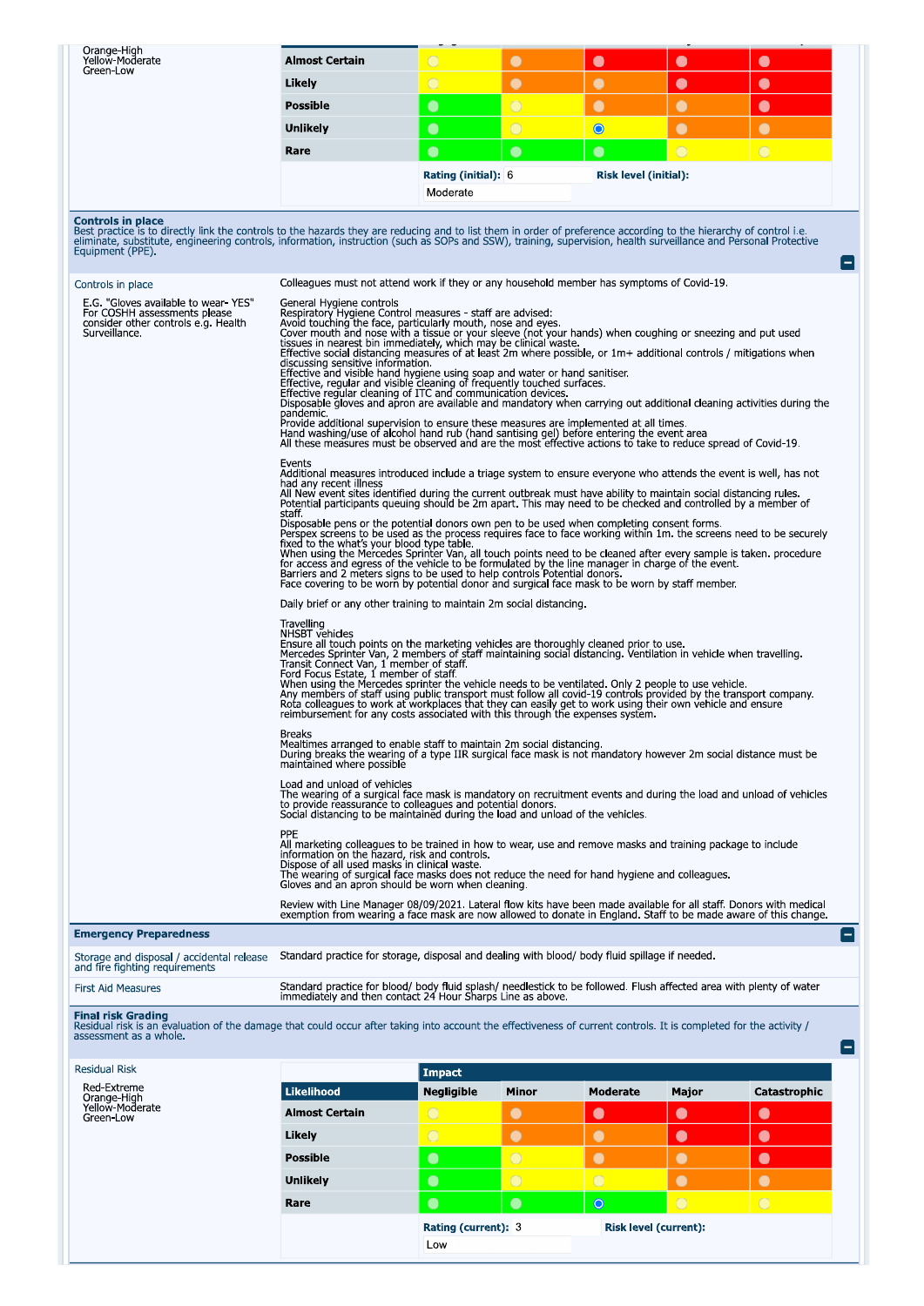Orange-High
Yellow-Moderate
Green-Low

| Likelihood | Negligible | Minor | Moderate | Major | Catastrophic |
|---|---|---|---|---|---|
| Almost Certain | | | | | |
| Likely | | | | | |
| Possible | | | | | |
| Unlikely | | | ● | | |
| Rare | | | | | |

**Rating (initial):** 6 **Risk level (initial):** Moderate

## Controls in place

Best practice is to directly link the controls to the hazards they are reducing and to list them in order of preference according to the hierarchy of control i.e. eliminate, substitute, engineering controls, information, instruction (such as SOPs and SSW), training, supervision, health surveillance and Personal Protective Equipment (PPE).

**Controls in place**

E.G. "Gloves available to wear- YES" For COSHH assessments please consider other controls e.g. Health Surveillance.

Colleagues must not attend work if they or any household member has symptoms of Covid-19.

General Hygiene controls
Respiratory Hygiene Control measures - staff are advised:
Avoid touching the face, particularly mouth, nose and eyes.
Cover mouth and nose with a tissue or your sleeve (not your hands) when coughing or sneezing and put used tissues in nearest bin immediately, which may be clinical waste.
Effective social distancing measures of at least 2m where possible, or 1m+ additional controls / mitigations when discussing sensitive information.
Effective and visible hand hygiene using soap and water or hand sanitiser.
Effective, regular and visible cleaning of frequently touched surfaces.
Effective regular cleaning of ITC and communication devices.
Disposable gloves and apron are available and mandatory when carrying out additional cleaning activities during the pandemic.
Provide additional supervision to ensure these measures are implemented at all times.
Hand washing/use of alcohol hand rub (hand santising gel) before entering the event area
All these measures must be observed and are the most effective actions to take to reduce spread of Covid-19.

Events
Additional measures introduced include a triage system to ensure everyone who attends the event is well, has not had any recent illness
All New event sites identified during the current outbreak must have ability to maintain social distancing rules.
Potential participants queuing should be 2m apart. This may need to be checked and controlled by a member of staff.
Disposable pens or the potential donors own pen to be used when completing consent forms.
Perspex screens to be used as the process requires face to face working within 1m. the screens need to be securely fixed to the what's your blood type table.
When using the Mercedes Sprinter Van, all touch points need to be cleaned after every sample is taken. procedure for access and egress of the vehicle to be formulated by the line manager in charge of the event.
Barriers and 2 meters signs to be used to help controls Potential donors.
Face covering to be worn by potential donor and surgical face mask to be worn by staff member.

Daily brief or any other training to maintain 2m social distancing.

Travelling
NHSBT vehicles
Ensure all touch points on the marketing vehicles are thoroughly cleaned prior to use.
Mercedes Sprinter Van, 2 members of staff maintaining social distancing. Ventilation in vehicle when travelling.
Transit Connect Van, 1 member of staff.
Ford Focus Estate, 1 member of staff.
When using the Mercedes sprinter the vehicle needs to be ventilated. Only 2 people to use vehicle.
Any members of staff using public transport must follow all covid-19 controls provided by the transport company.
Rota colleagues to work at workplaces that they can easily get to work using their own vehicle and ensure reimbursement for any costs associated with this through the expenses system.

Breaks
Mealtimes arranged to enable staff to maintain 2m social distancing.
During breaks the wearing of a type IIR surgical face mask is not mandatory however 2m social distance must be maintained where possible

Load and unload of vehicles
The wearing of a surgical face mask is mandatory on recruitment events and during the load and unload of vehicles to provide reassurance to colleagues and potential donors.
Social distancing to be maintained during the load and unload of the vehicles.

PPE
All marketing colleagues to be trained in how to wear, use and remove masks and training package to include information on the hazard, risk and controls.
Dispose of all used masks in clinical waste.
The wearing of surgical face masks does not reduce the need for hand hygiene and colleagues.
Gloves and an apron should be worn when cleaning.

Review with Line Manager 08/09/2021. Lateral flow kits have been made available for all staff. Donors with medical exemption from wearing a face mask are now allowed to donate in England. Staff to be made aware of this change.

## Emergency Preparedness

| | |
|---|---|
| Storage and disposal / accidental release and fire fighting requirements | Standard practice for storage, disposal and dealing with blood/ body fluid spillage if needed. |
| First Aid Measures | Standard practice for blood/ body fluid splash/ needlestick to be followed. Flush affected area with plenty of water immediately and then contact 24 Hour Sharps Line as above. |

## Final risk Grading

Residual risk is an evaluation of the damage that could occur after taking into account the effectiveness of current controls. It is completed for the activity / assessment as a whole.

**Residual Risk**

Red-Extreme
Orange-High
Yellow-Moderate
Green-Low

| Likelihood | Impact: Negligible | Minor | Moderate | Major | Catastrophic |
|---|---|---|---|---|---|
| Almost Certain | | | | | |
| Likely | | | | | |
| Possible | | | | | |
| Unlikely | | | | | |
| Rare | | | ● | | |

**Rating (current):** 3 **Risk level (current):** Low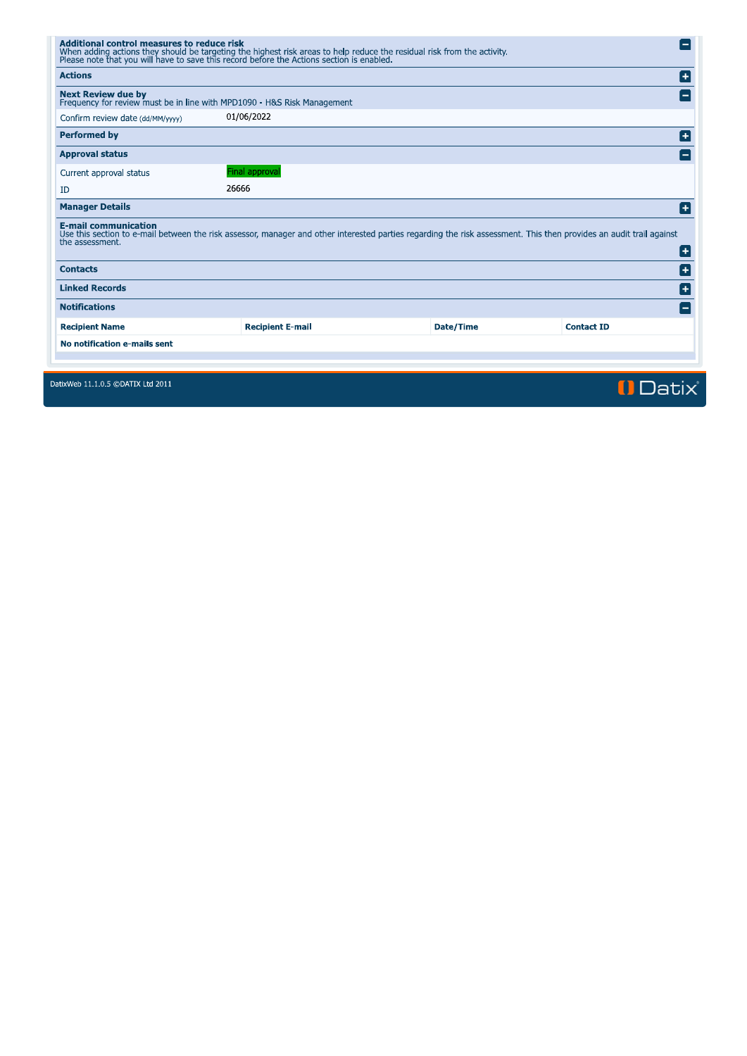**Additional control measures to reduce risk**
When adding actions they should be targeting the highest risk areas to help reduce the residual risk from the activity.
Please note that you will have to save this record before the Actions section is enabled.

**Actions**

**Next Review due by**
Frequency for review must be in line with MPD1090 - H&S Risk Management

| | |
|---|---|
| Confirm review date (dd/MM/yyyy) | 01/06/2022 |

**Performed by**

**Approval status**

| | |
|---|---|
| Current approval status | Final approval |
| ID | 26666 |

**Manager Details**

**E-mail communication**
Use this section to e-mail between the risk assessor, manager and other interested parties regarding the risk assessment. This then provides an audit trail against the assessment.

**Contacts**

**Linked Records**

**Notifications**

| Recipient Name | Recipient E-mail | Date/Time | Contact ID |
|---|---|---|---|
| **No notification e-mails sent** | | | |

DatixWeb 11.1.0.5 ©DATIX Ltd 2011

Datix®